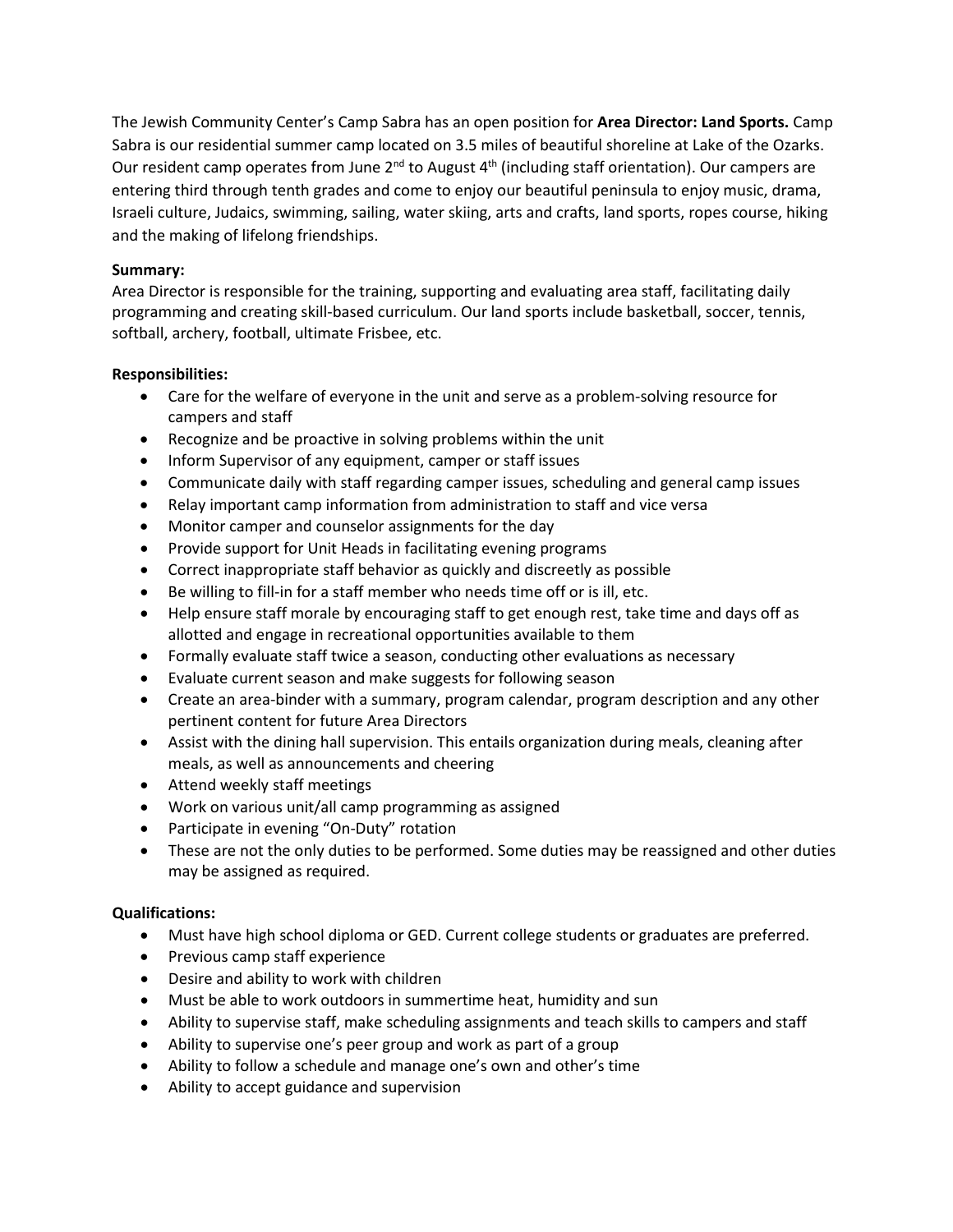The Jewish Community Center's Camp Sabra has an open position for **Area Director: Land Sports.** Camp Sabra is our residential summer camp located on 3.5 miles of beautiful shoreline at Lake of the Ozarks. Our resident camp operates from June 2nd to August 4th (including staff orientation). Our campers are entering third through tenth grades and come to enjoy our beautiful peninsula to enjoy music, drama, Israeli culture, Judaics, swimming, sailing, water skiing, arts and crafts, land sports, ropes course, hiking and the making of lifelong friendships.

**Summary:**
Area Director is responsible for the training, supporting and evaluating area staff, facilitating daily programming and creating skill-based curriculum. Our land sports include basketball, soccer, tennis, softball, archery, football, ultimate Frisbee, etc.

**Responsibilities:**

- Care for the welfare of everyone in the unit and serve as a problem-solving resource for campers and staff
- Recognize and be proactive in solving problems within the unit
- Inform Supervisor of any equipment, camper or staff issues
- Communicate daily with staff regarding camper issues, scheduling and general camp issues
- Relay important camp information from administration to staff and vice versa
- Monitor camper and counselor assignments for the day
- Provide support for Unit Heads in facilitating evening programs
- Correct inappropriate staff behavior as quickly and discreetly as possible
- Be willing to fill-in for a staff member who needs time off or is ill, etc.
- Help ensure staff morale by encouraging staff to get enough rest, take time and days off as allotted and engage in recreational opportunities available to them
- Formally evaluate staff twice a season, conducting other evaluations as necessary
- Evaluate current season and make suggests for following season
- Create an area-binder with a summary, program calendar, program description and any other pertinent content for future Area Directors
- Assist with the dining hall supervision. This entails organization during meals, cleaning after meals, as well as announcements and cheering
- Attend weekly staff meetings
- Work on various unit/all camp programming as assigned
- Participate in evening "On-Duty" rotation
- These are not the only duties to be performed. Some duties may be reassigned and other duties may be assigned as required.

**Qualifications:**

- Must have high school diploma or GED. Current college students or graduates are preferred.
- Previous camp staff experience
- Desire and ability to work with children
- Must be able to work outdoors in summertime heat, humidity and sun
- Ability to supervise staff, make scheduling assignments and teach skills to campers and staff
- Ability to supervise one's peer group and work as part of a group
- Ability to follow a schedule and manage one's own and other's time
- Ability to accept guidance and supervision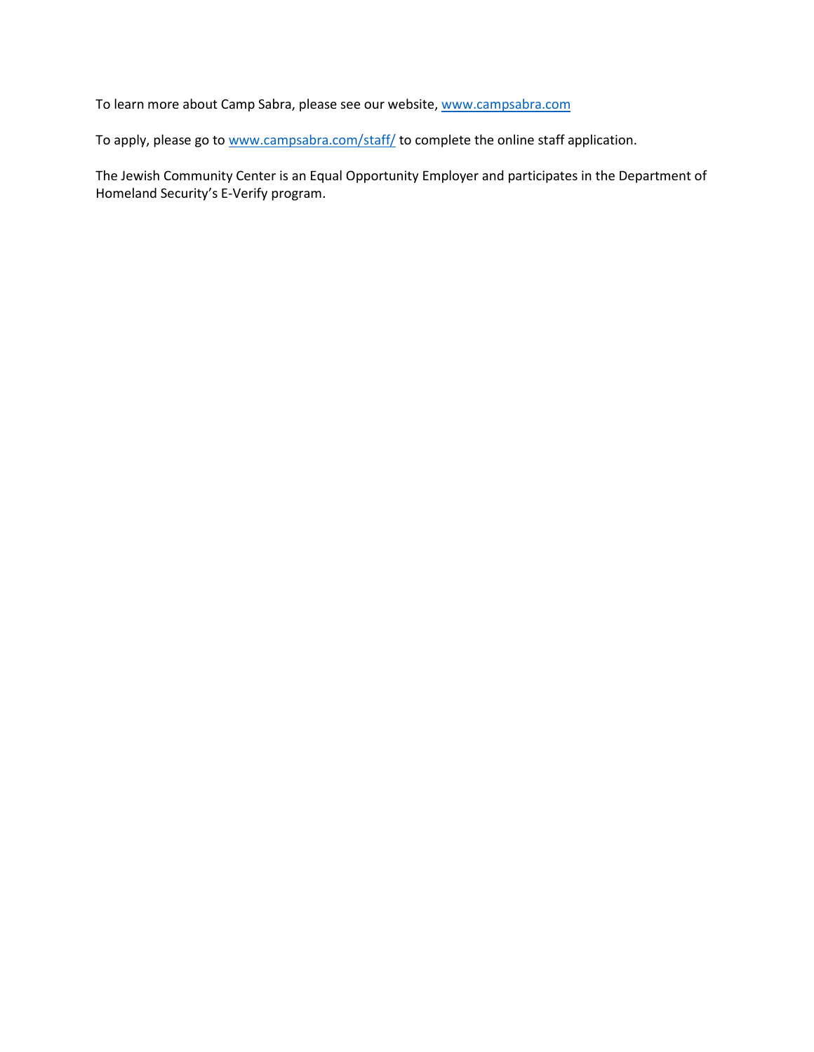To learn more about Camp Sabra, please see our website, [www.campsabra.com](http://www.campsabra.com)

To apply, please go to [www.campsabra.com/staff/](http://www.campsabra.com/staff/) to complete the online staff application.

The Jewish Community Center is an Equal Opportunity Employer and participates in the Department of Homeland Security's E-Verify program.